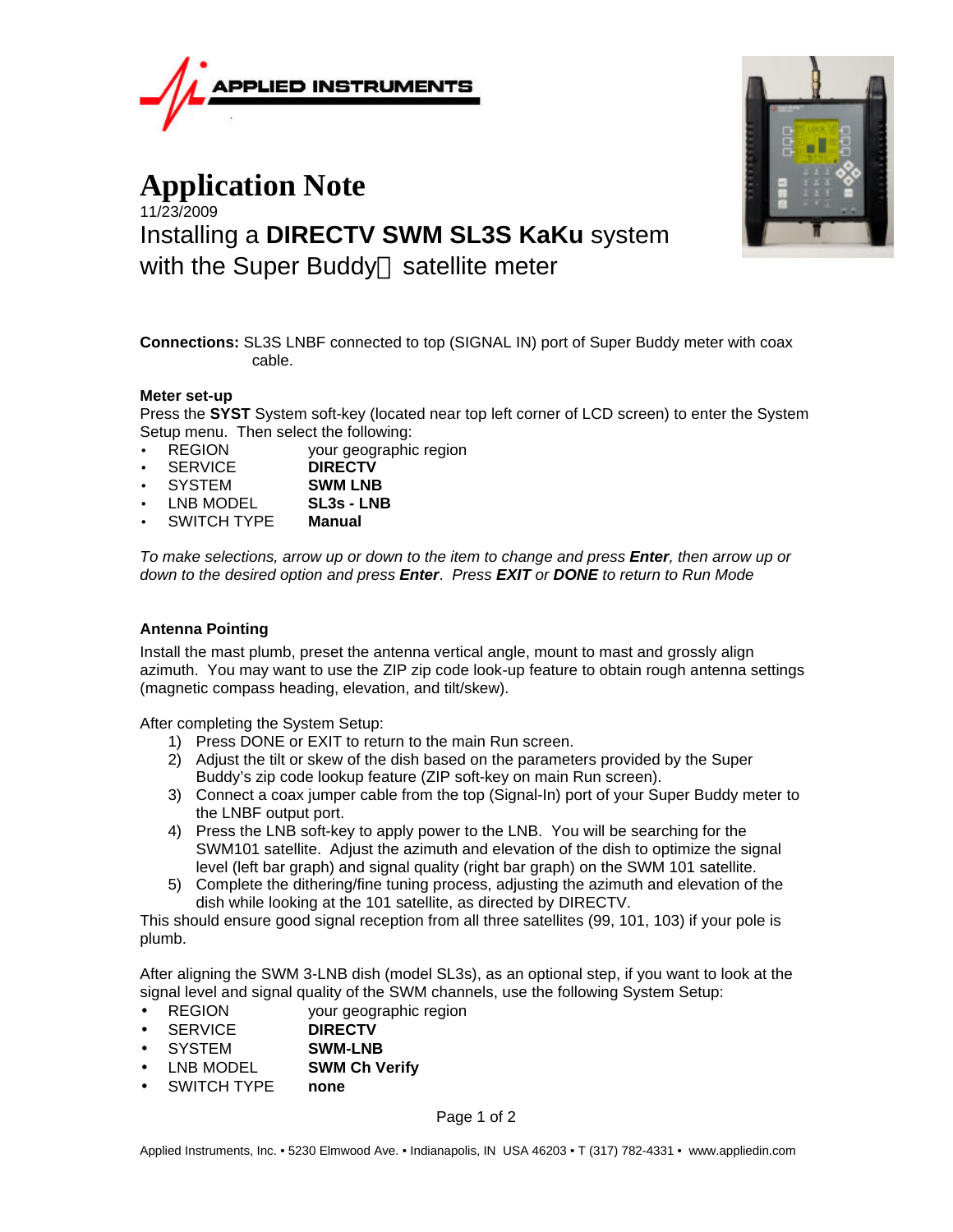APPLIED INSTRUMENTS

# Application Note

11/23/2009

## Installing a **DIRECTV SWM SL3S KaKu** system with the Super Buddy satellite meter

**Connections:** SL3S LNBF connected to top (SIGNAL IN) port of Super Buddy meter with coax cable.

**Meter set-up**

Press the **SYST** System soft-key (located near top left corner of LCD screen) to enter the System Setup menu. Then select the following:

- REGION your geographic region
- SERVICE **DIRECTV**
- SYSTEM **SWM LNB**
- LNB MODEL **SL3s - LNB**
- SWITCH TYPE **Manual**

*To make selections, arrow up or down to the item to change and press **Enter**, then arrow up or down to the desired option and press **Enter**. Press **EXIT** or **DONE** to return to Run Mode*

**Antenna Pointing**

Install the mast plumb, preset the antenna vertical angle, mount to mast and grossly align azimuth. You may want to use the ZIP zip code look-up feature to obtain rough antenna settings (magnetic compass heading, elevation, and tilt/skew).

After completing the System Setup:

1) Press DONE or EXIT to return to the main Run screen.
2) Adjust the tilt or skew of the dish based on the parameters provided by the Super Buddy's zip code lookup feature (ZIP soft-key on main Run screen).
3) Connect a coax jumper cable from the top (Signal-In) port of your Super Buddy meter to the LNBF output port.
4) Press the LNB soft-key to apply power to the LNB. You will be searching for the SWM101 satellite. Adjust the azimuth and elevation of the dish to optimize the signal level (left bar graph) and signal quality (right bar graph) on the SWM 101 satellite.
5) Complete the dithering/fine tuning process, adjusting the azimuth and elevation of the dish while looking at the 101 satellite, as directed by DIRECTV.

This should ensure good signal reception from all three satellites (99, 101, 103) if your pole is plumb.

After aligning the SWM 3-LNB dish (model SL3s), as an optional step, if you want to look at the signal level and signal quality of the SWM channels, use the following System Setup:

- REGION your geographic region
- SERVICE **DIRECTV**
- SYSTEM **SWM-LNB**
- LNB MODEL **SWM Ch Verify**
- SWITCH TYPE **none**

Applied Instruments, Inc. • 5230 Elmwood Ave. • Indianapolis, IN USA 46203 • T (317) 782-4331 • www.appliedin.com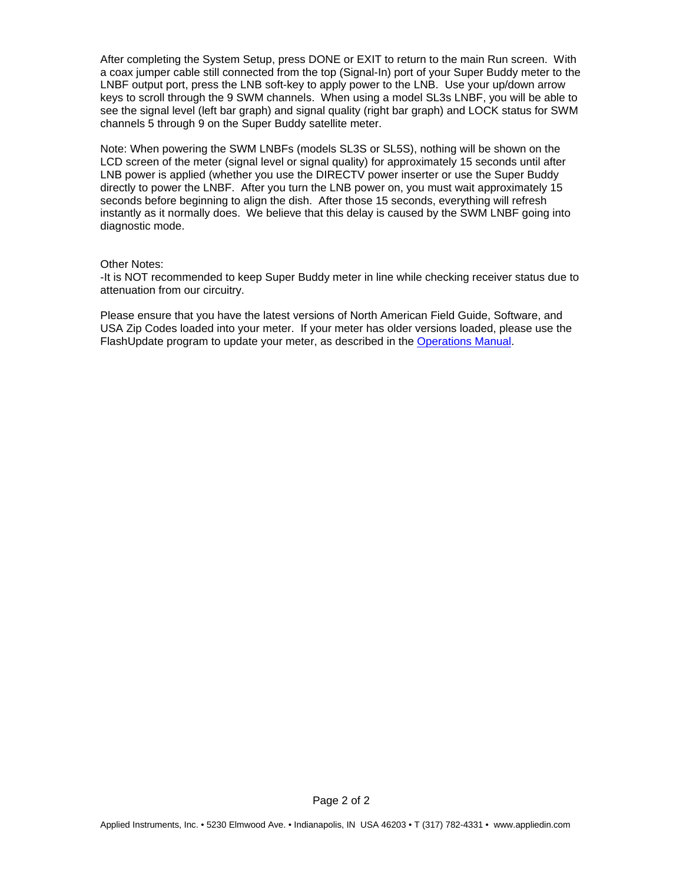After completing the System Setup, press DONE or EXIT to return to the main Run screen. With a coax jumper cable still connected from the top (Signal-In) port of your Super Buddy meter to the LNBF output port, press the LNB soft-key to apply power to the LNB. Use your up/down arrow keys to scroll through the 9 SWM channels. When using a model SL3s LNBF, you will be able to see the signal level (left bar graph) and signal quality (right bar graph) and LOCK status for SWM channels 5 through 9 on the Super Buddy satellite meter.

Note: When powering the SWM LNBFs (models SL3S or SL5S), nothing will be shown on the LCD screen of the meter (signal level or signal quality) for approximately 15 seconds until after LNB power is applied (whether you use the DIRECTV power inserter or use the Super Buddy directly to power the LNBF. After you turn the LNB power on, you must wait approximately 15 seconds before beginning to align the dish. After those 15 seconds, everything will refresh instantly as it normally does. We believe that this delay is caused by the SWM LNBF going into diagnostic mode.

Other Notes:
-It is NOT recommended to keep Super Buddy meter in line while checking receiver status due to attenuation from our circuitry.

Please ensure that you have the latest versions of North American Field Guide, Software, and USA Zip Codes loaded into your meter. If your meter has older versions loaded, please use the FlashUpdate program to update your meter, as described in the Operations Manual.

Applied Instruments, Inc. • 5230 Elmwood Ave. • Indianapolis, IN USA 46203 • T (317) 782-4331 • www.appliedin.com